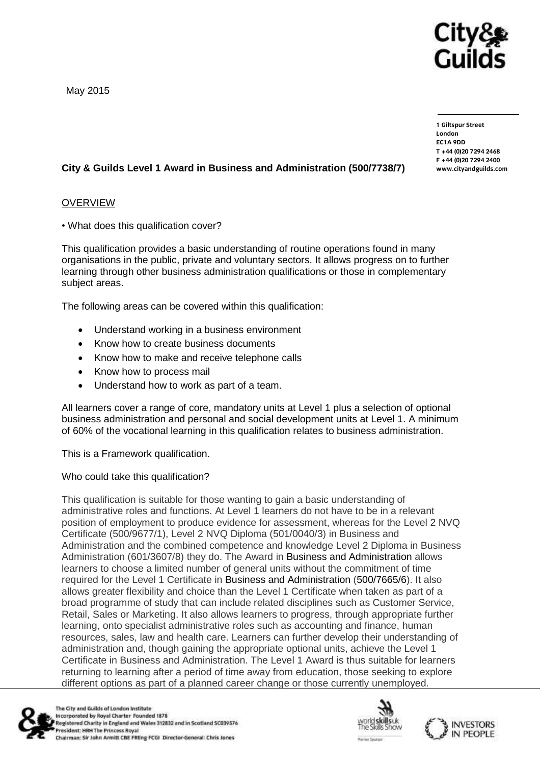May 2015

1 Giltspur Street
London
EC1A 9DD
T +44 (0)20 7294 2468
F +44 (0)20 7294 2400
www.cityandguilds.com

**City & Guilds Level 1 Award in Business and Administration (500/7738/7)**

## OVERVIEW

• What does this qualification cover?

This qualification provides a basic understanding of routine operations found in many organisations in the public, private and voluntary sectors. It allows progress on to further learning through other business administration qualifications or those in complementary subject areas.

The following areas can be covered within this qualification:

- Understand working in a business environment
- Know how to create business documents
- Know how to make and receive telephone calls
- Know how to process mail
- Understand how to work as part of a team.

All learners cover a range of core, mandatory units at Level 1 plus a selection of optional business administration and personal and social development units at Level 1. A minimum of 60% of the vocational learning in this qualification relates to business administration.

This is a Framework qualification.

Who could take this qualification?

This qualification is suitable for those wanting to gain a basic understanding of administrative roles and functions. At Level 1 learners do not have to be in a relevant position of employment to produce evidence for assessment, whereas for the Level 2 NVQ Certificate (500/9677/1), Level 2 NVQ Diploma (501/0040/3) in Business and Administration and the combined competence and knowledge Level 2 Diploma in Business Administration (601/3607/8) they do. The Award in Business and Administration allows learners to choose a limited number of general units without the commitment of time required for the Level 1 Certificate in Business and Administration (500/7665/6). It also allows greater flexibility and choice than the Level 1 Certificate when taken as part of a broad programme of study that can include related disciplines such as Customer Service, Retail, Sales or Marketing. It also allows learners to progress, through appropriate further learning, onto specialist administrative roles such as accounting and finance, human resources, sales, law and health care. Learners can further develop their understanding of administration and, though gaining the appropriate optional units, achieve the Level 1 Certificate in Business and Administration. The Level 1 Award is thus suitable for learners returning to learning after a period of time away from education, those seeking to explore different options as part of a planned career change or those currently unemployed.

The City and Guilds of London Institute
Incorporated by Royal Charter Founded 1878
Registered Charity in England and Wales 312832 and in Scotland SC039576
President: HRH The Princess Royal
Chairman: Sir John Armitt CBE FREng FCGI Director-General: Chris Jones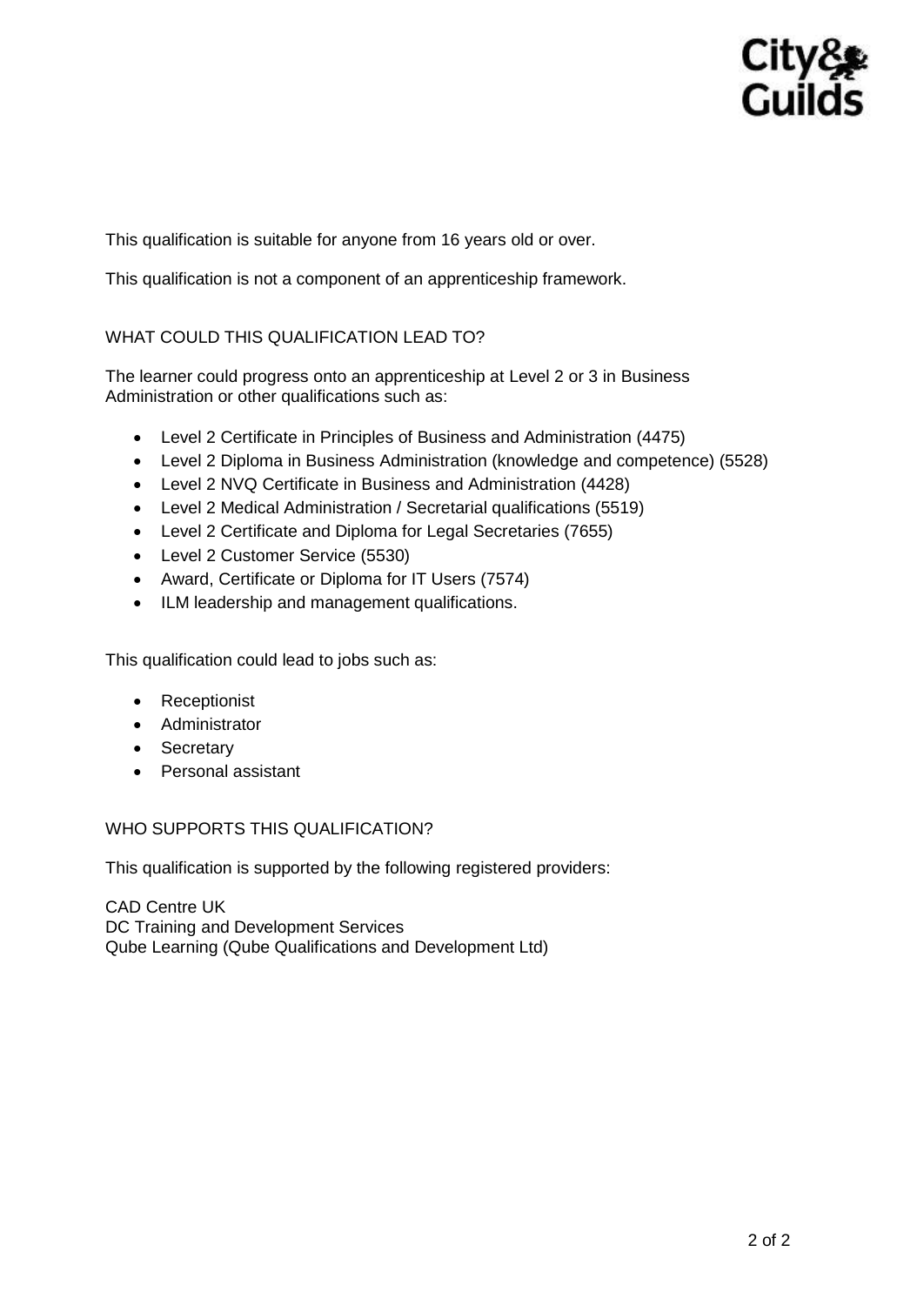This qualification is suitable for anyone from 16 years old or over.

This qualification is not a component of an apprenticeship framework.

## WHAT COULD THIS QUALIFICATION LEAD TO?

The learner could progress onto an apprenticeship at Level 2 or 3 in Business Administration or other qualifications such as:

- Level 2 Certificate in Principles of Business and Administration (4475)
- Level 2 Diploma in Business Administration (knowledge and competence) (5528)
- Level 2 NVQ Certificate in Business and Administration (4428)
- Level 2 Medical Administration / Secretarial qualifications (5519)
- Level 2 Certificate and Diploma for Legal Secretaries (7655)
- Level 2 Customer Service (5530)
- Award, Certificate or Diploma for IT Users (7574)
- ILM leadership and management qualifications.

This qualification could lead to jobs such as:

- Receptionist
- Administrator
- Secretary
- Personal assistant

## WHO SUPPORTS THIS QUALIFICATION?

This qualification is supported by the following registered providers:

CAD Centre UK
DC Training and Development Services
Qube Learning (Qube Qualifications and Development Ltd)